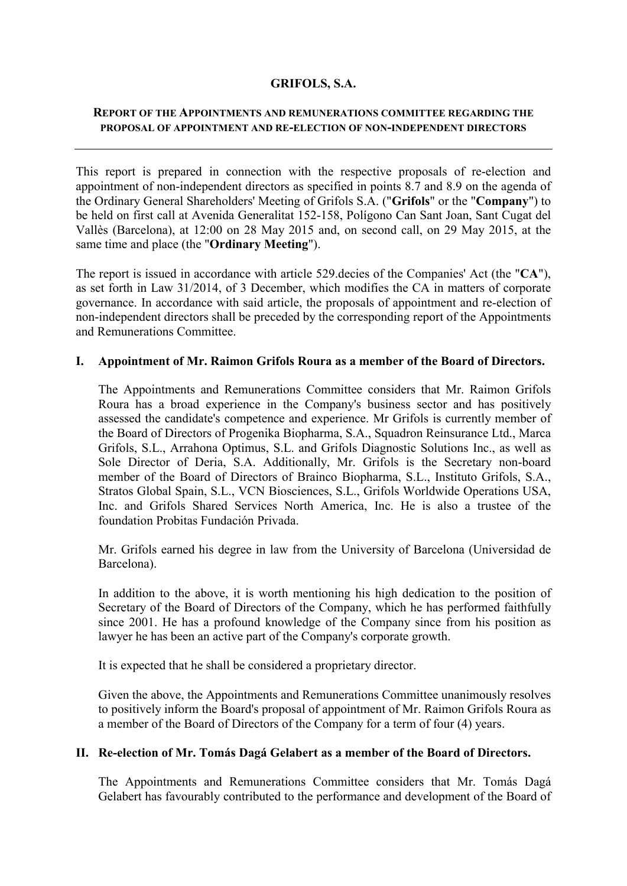# GRIFOLS, S.A.

## REPORT OF THE APPOINTMENTS AND REMUNERATIONS COMMITTEE REGARDING THE PROPOSAL OF APPOINTMENT AND RE-ELECTION OF NON-INDEPENDENT DIRECTORS

---

This report is prepared in connection with the respective proposals of re-election and appointment of non-independent directors as specified in points 8.7 and 8.9 on the agenda of the Ordinary General Shareholders' Meeting of Grifols S.A. ("**Grifols**" or the "**Company**") to be held on first call at Avenida Generalitat 152-158, Polígono Can Sant Joan, Sant Cugat del Vallès (Barcelona), at 12:00 on 28 May 2015 and, on second call, on 29 May 2015, at the same time and place (the "**Ordinary Meeting**").

The report is issued in accordance with article 529.decies of the Companies' Act (the "**CA**"), as set forth in Law 31/2014, of 3 December, which modifies the CA in matters of corporate governance. In accordance with said article, the proposals of appointment and re-election of non-independent directors shall be preceded by the corresponding report of the Appointments and Remunerations Committee.

### I. Appointment of Mr. Raimon Grifols Roura as a member of the Board of Directors.

The Appointments and Remunerations Committee considers that Mr. Raimon Grifols Roura has a broad experience in the Company's business sector and has positively assessed the candidate's competence and experience. Mr Grifols is currently member of the Board of Directors of Progenika Biopharma, S.A., Squadron Reinsurance Ltd., Marca Grifols, S.L., Arrahona Optimus, S.L. and Grifols Diagnostic Solutions Inc., as well as Sole Director of Deria, S.A. Additionally, Mr. Grifols is the Secretary non-board member of the Board of Directors of Brainco Biopharma, S.L., Instituto Grifols, S.A., Stratos Global Spain, S.L., VCN Biosciences, S.L., Grifols Worldwide Operations USA, Inc. and Grifols Shared Services North America, Inc. He is also a trustee of the foundation Probitas Fundación Privada.

Mr. Grifols earned his degree in law from the University of Barcelona (Universidad de Barcelona).

In addition to the above, it is worth mentioning his high dedication to the position of Secretary of the Board of Directors of the Company, which he has performed faithfully since 2001. He has a profound knowledge of the Company since from his position as lawyer he has been an active part of the Company's corporate growth.

It is expected that he shall be considered a proprietary director.

Given the above, the Appointments and Remunerations Committee unanimously resolves to positively inform the Board's proposal of appointment of Mr. Raimon Grifols Roura as a member of the Board of Directors of the Company for a term of four (4) years.

### II. Re-election of Mr. Tomás Dagá Gelabert as a member of the Board of Directors.

The Appointments and Remunerations Committee considers that Mr. Tomás Dagá Gelabert has favourably contributed to the performance and development of the Board of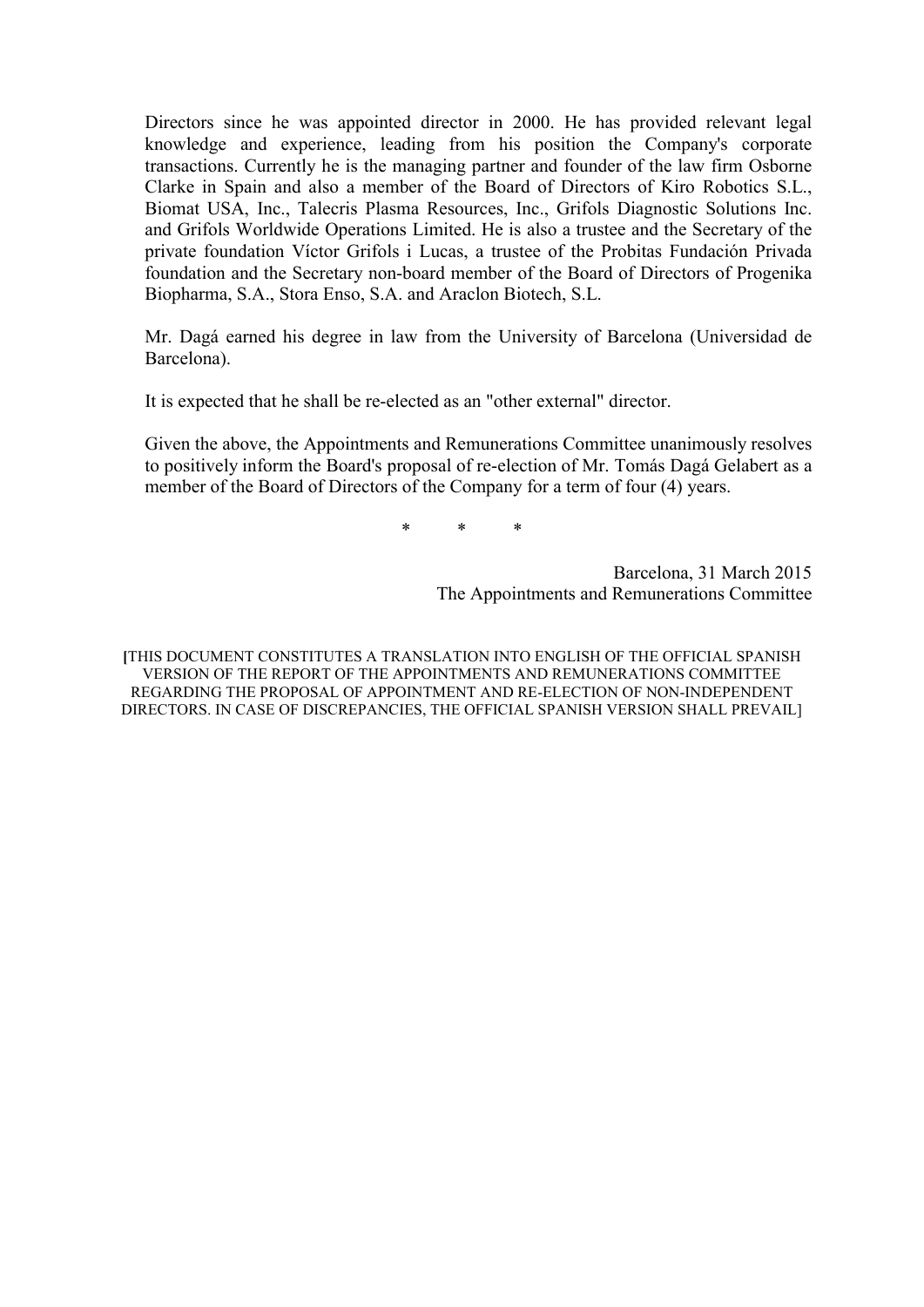Directors since he was appointed director in 2000. He has provided relevant legal knowledge and experience, leading from his position the Company's corporate transactions. Currently he is the managing partner and founder of the law firm Osborne Clarke in Spain and also a member of the Board of Directors of Kiro Robotics S.L., Biomat USA, Inc., Talecris Plasma Resources, Inc., Grifols Diagnostic Solutions Inc. and Grifols Worldwide Operations Limited. He is also a trustee and the Secretary of the private foundation Víctor Grifols i Lucas, a trustee of the Probitas Fundación Privada foundation and the Secretary non-board member of the Board of Directors of Progenika Biopharma, S.A., Stora Enso, S.A. and Araclon Biotech, S.L.

Mr. Dagá earned his degree in law from the University of Barcelona (Universidad de Barcelona).

It is expected that he shall be re-elected as an "other external" director.

Given the above, the Appointments and Remunerations Committee unanimously resolves to positively inform the Board's proposal of re-election of Mr. Tomás Dagá Gelabert as a member of the Board of Directors of the Company for a term of four (4) years.

\* \* \*

Barcelona, 31 March 2015
The Appointments and Remunerations Committee

[THIS DOCUMENT CONSTITUTES A TRANSLATION INTO ENGLISH OF THE OFFICIAL SPANISH VERSION OF THE REPORT OF THE APPOINTMENTS AND REMUNERATIONS COMMITTEE REGARDING THE PROPOSAL OF APPOINTMENT AND RE-ELECTION OF NON-INDEPENDENT DIRECTORS. IN CASE OF DISCREPANCIES, THE OFFICIAL SPANISH VERSION SHALL PREVAIL]